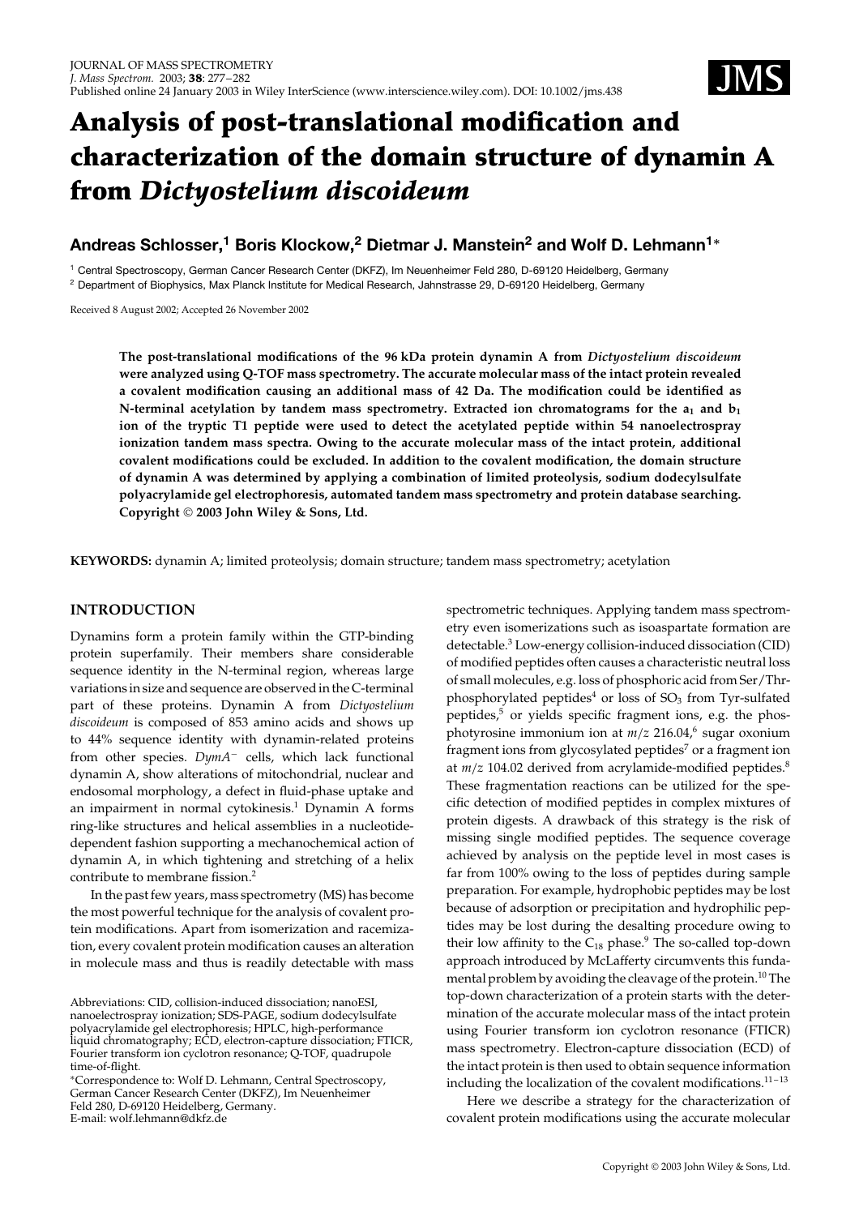# Analysis of post-translational modification and characterization of the domain structure of dynamin A from *Dictyostelium discoideum*

**Andreas Schlosser,[1] Boris Klockow,[2] Dietmar J. Manstein[2] and Wolf D. Lehmann[1]***

[1] Central Spectroscopy, German Cancer Research Center (DKFZ), Im Neuenheimer Feld 280, D-69120 Heidelberg, Germany
[2] Department of Biophysics, Max Planck Institute for Medical Research, Jahnstrasse 29, D-69120 Heidelberg, Germany

Received 8 August 2002; Accepted 26 November 2002

**The post-translational modifications of the 96 kDa protein dynamin A from *Dictyostelium discoideum* were analyzed using Q-TOF mass spectrometry. The accurate molecular mass of the intact protein revealed a covalent modification causing an additional mass of 42 Da. The modification could be identified as N-terminal acetylation by tandem mass spectrometry. Extracted ion chromatograms for the $a_1$ and $b_1$ ion of the tryptic T1 peptide were used to detect the acetylated peptide within 54 nanoelectrospray ionization tandem mass spectra. Owing to the accurate molecular mass of the intact protein, additional covalent modifications could be excluded. In addition to the covalent modification, the domain structure of dynamin A was determined by applying a combination of limited proteolysis, sodium dodecylsulfate polyacrylamide gel electrophoresis, automated tandem mass spectrometry and protein database searching. Copyright © 2003 John Wiley & Sons, Ltd.**

**KEYWORDS:** dynamin A; limited proteolysis; domain structure; tandem mass spectrometry; acetylation

## INTRODUCTION

Dynamins form a protein family within the GTP-binding protein superfamily. Their members share considerable sequence identity in the N-terminal region, whereas large variations in size and sequence are observed in the C-terminal part of these proteins. Dynamin A from *Dictyostelium discoideum* is composed of 853 amino acids and shows up to 44% sequence identity with dynamin-related proteins from other species. *DymA*[−] cells, which lack functional dynamin A, show alterations of mitochondrial, nuclear and endosomal morphology, a defect in fluid-phase uptake and an impairment in normal cytokinesis.[1] Dynamin A forms ring-like structures and helical assemblies in a nucleotide-dependent fashion supporting a mechanochemical action of dynamin A, in which tightening and stretching of a helix contribute to membrane fission.[2]

In the past few years, mass spectrometry (MS) has become the most powerful technique for the analysis of covalent protein modifications. Apart from isomerization and racemization, every covalent protein modification causes an alteration in molecule mass and thus is readily detectable with mass spectrometric techniques. Applying tandem mass spectrometry even isomerizations such as isoaspartate formation are detectable.[3] Low-energy collision-induced dissociation (CID) of modified peptides often causes a characteristic neutral loss of small molecules, e.g. loss of phosphoric acid from Ser/Thr-phosphorylated peptides[4] or loss of $SO_3$ from Tyr-sulfated peptides,[5] or yields specific fragment ions, e.g. the phosphotyrosine immonium ion at $m/z$ 216.04,[6] sugar oxonium fragment ions from glycosylated peptides[7] or a fragment ion at $m/z$ 104.02 derived from acrylamide-modified peptides.[8] These fragmentation reactions can be utilized for the specific detection of modified peptides in complex mixtures of protein digests. A drawback of this strategy is the risk of missing single modified peptides. The sequence coverage achieved by analysis on the peptide level in most cases is far from 100% owing to the loss of peptides during sample preparation. For example, hydrophobic peptides may be lost because of adsorption or precipitation and hydrophilic peptides may be lost during the desalting procedure owing to their low affinity to the $C_{18}$ phase.[9] The so-called top-down approach introduced by McLafferty circumvents this fundamental problem by avoiding the cleavage of the protein.[10] The top-down characterization of a protein starts with the determination of the accurate molecular mass of the intact protein using Fourier transform ion cyclotron resonance (FTICR) mass spectrometry. Electron-capture dissociation (ECD) of the intact protein is then used to obtain sequence information including the localization of the covalent modifications.[11–13]

Here we describe a strategy for the characterization of covalent protein modifications using the accurate molecular

Abbreviations: CID, collision-induced dissociation; nanoESI, nanoelectrospray ionization; SDS-PAGE, sodium dodecylsulfate polyacrylamide gel electrophoresis; HPLC, high-performance liquid chromatography; ECD, electron-capture dissociation; FTICR, Fourier transform ion cyclotron resonance; Q-TOF, quadrupole time-of-flight.

*Correspondence to: Wolf D. Lehmann, Central Spectroscopy, German Cancer Research Center (DKFZ), Im Neuenheimer Feld 280, D-69120 Heidelberg, Germany.
E-mail: wolf.lehmann@dkfz.de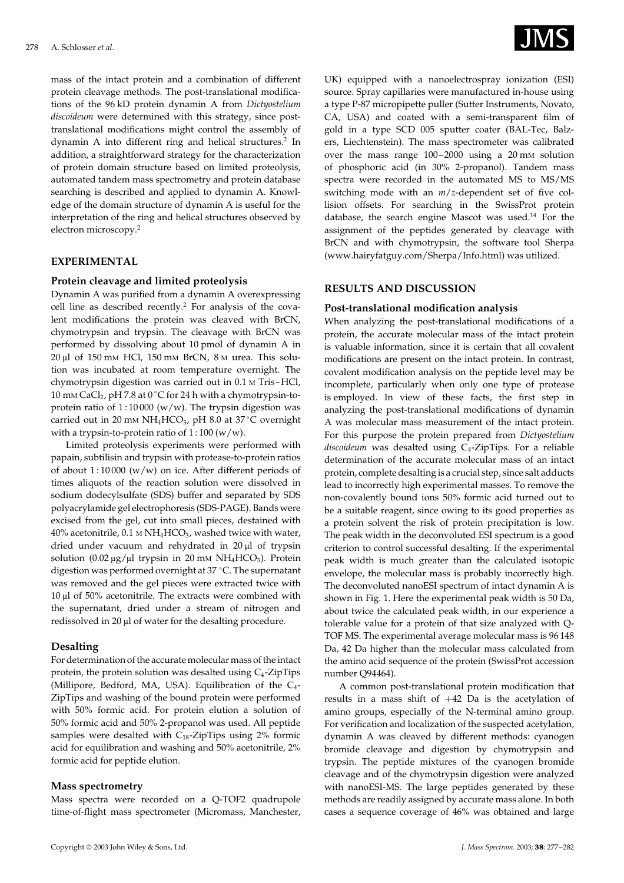mass of the intact protein and a combination of different protein cleavage methods. The post-translational modifications of the 96 kD protein dynamin A from *Dictyostelium discoideum* were determined with this strategy, since post-translational modifications might control the assembly of dynamin A into different ring and helical structures.[2] In addition, a straightforward strategy for the characterization of protein domain structure based on limited proteolysis, automated tandem mass spectrometry and protein database searching is described and applied to dynamin A. Knowledge of the domain structure of dynamin A is useful for the interpretation of the ring and helical structures observed by electron microscopy.[2]

## EXPERIMENTAL

### Protein cleavage and limited proteolysis

Dynamin A was purified from a dynamin A overexpressing cell line as described recently.[2] For analysis of the covalent modifications the protein was cleaved with BrCN, chymotrypsin and trypsin. The cleavage with BrCN was performed by dissolving about 10 pmol of dynamin A in 20 µl of 150 mM HCl, 150 mM BrCN, 8 M urea. This solution was incubated at room temperature overnight. The chymotrypsin digestion was carried out in 0.1 M Tris–HCl, 10 mM $CaCl_2$, pH 7.8 at 0 °C for 24 h with a chymotrypsin-to-protein ratio of 1 : 10 000 (w/w). The trypsin digestion was carried out in 20 mM $NH_4HCO_3$, pH 8.0 at 37 °C overnight with a trypsin-to-protein ratio of 1 : 100 (w/w).

Limited proteolysis experiments were performed with papain, subtilisin and trypsin with protease-to-protein ratios of about 1 : 10 000 (w/w) on ice. After different periods of times aliquots of the reaction solution were dissolved in sodium dodecylsulfate (SDS) buffer and separated by SDS polyacrylamide gel electrophoresis (SDS-PAGE). Bands were excised from the gel, cut into small pieces, destained with 40% acetonitrile, 0.1 M $NH_4HCO_3$, washed twice with water, dried under vacuum and rehydrated in 20 µl of trypsin solution (0.02 µg/µl trypsin in 20 mM $NH_4HCO_3$). Protein digestion was performed overnight at 37 °C. The supernatant was removed and the gel pieces were extracted twice with 10 µl of 50% acetonitrile. The extracts were combined with the supernatant, dried under a stream of nitrogen and redissolved in 20 µl of water for the desalting procedure.

### Desalting

For determination of the accurate molecular mass of the intact protein, the protein solution was desalted using $C_4$-ZipTips (Millipore, Bedford, MA, USA). Equilibration of the $C_4$-ZipTips and washing of the bound protein were performed with 50% formic acid. For protein elution a solution of 50% formic acid and 50% 2-propanol was used. All peptide samples were desalted with $C_{18}$-ZipTips using 2% formic acid for equilibration and washing and 50% acetonitrile, 2% formic acid for peptide elution.

### Mass spectrometry

Mass spectra were recorded on a Q-TOF2 quadrupole time-of-flight mass spectrometer (Micromass, Manchester, UK) equipped with a nanoelectrospray ionization (ESI) source. Spray capillaries were manufactured in-house using a type P-87 micropipette puller (Sutter Instruments, Novato, CA, USA) and coated with a semi-transparent film of gold in a type SCD 005 sputter coater (BAL-Tec, Balzers, Liechtenstein). The mass spectrometer was calibrated over the mass range 100–2000 using a 20 mM solution of phosphoric acid (in 30% 2-propanol). Tandem mass spectra were recorded in the automated MS to MS/MS switching mode with an $m/z$-dependent set of five collision offsets. For searching in the SwissProt protein database, the search engine Mascot was used.[14] For the assignment of the peptides generated by cleavage with BrCN and with chymotrypsin, the software tool Sherpa (www.hairyfatguy.com/Sherpa/Info.html) was utilized.

## RESULTS AND DISCUSSION

### Post-translational modification analysis

When analyzing the post-translational modifications of a protein, the accurate molecular mass of the intact protein is valuable information, since it is certain that all covalent modifications are present on the intact protein. In contrast, covalent modification analysis on the peptide level may be incomplete, particularly when only one type of protease is employed. In view of these facts, the first step in analyzing the post-translational modifications of dynamin A was molecular mass measurement of the intact protein. For this purpose the protein prepared from *Dictyostelium discoideum* was desalted using $C_4$-ZipTips. For a reliable determination of the accurate molecular mass of an intact protein, complete desalting is a crucial step, since salt adducts lead to incorrectly high experimental masses. To remove the non-covalently bound ions 50% formic acid turned out to be a suitable reagent, since owing to its good properties as a protein solvent the risk of protein precipitation is low. The peak width in the deconvoluted ESI spectrum is a good criterion to control successful desalting. If the experimental peak width is much greater than the calculated isotopic envelope, the molecular mass is probably incorrectly high. The deconvoluted nanoESI spectrum of intact dynamin A is shown in Fig. 1. Here the experimental peak width is 50 Da, about twice the calculated peak width, in our experience a tolerable value for a protein of that size analyzed with Q-TOF MS. The experimental average molecular mass is 96 148 Da, 42 Da higher than the molecular mass calculated from the amino acid sequence of the protein (SwissProt accession number Q94464).

A common post-translational protein modification that results in a mass shift of +42 Da is the acetylation of amino groups, especially of the N-terminal amino group. For verification and localization of the suspected acetylation, dynamin A was cleaved by different methods: cyanogen bromide cleavage and digestion by chymotrypsin and trypsin. The peptide mixtures of the cyanogen bromide cleavage and of the chymotrypsin digestion were analyzed with nanoESI-MS. The large peptides generated by these methods are readily assigned by accurate mass alone. In both cases a sequence coverage of 46% was obtained and large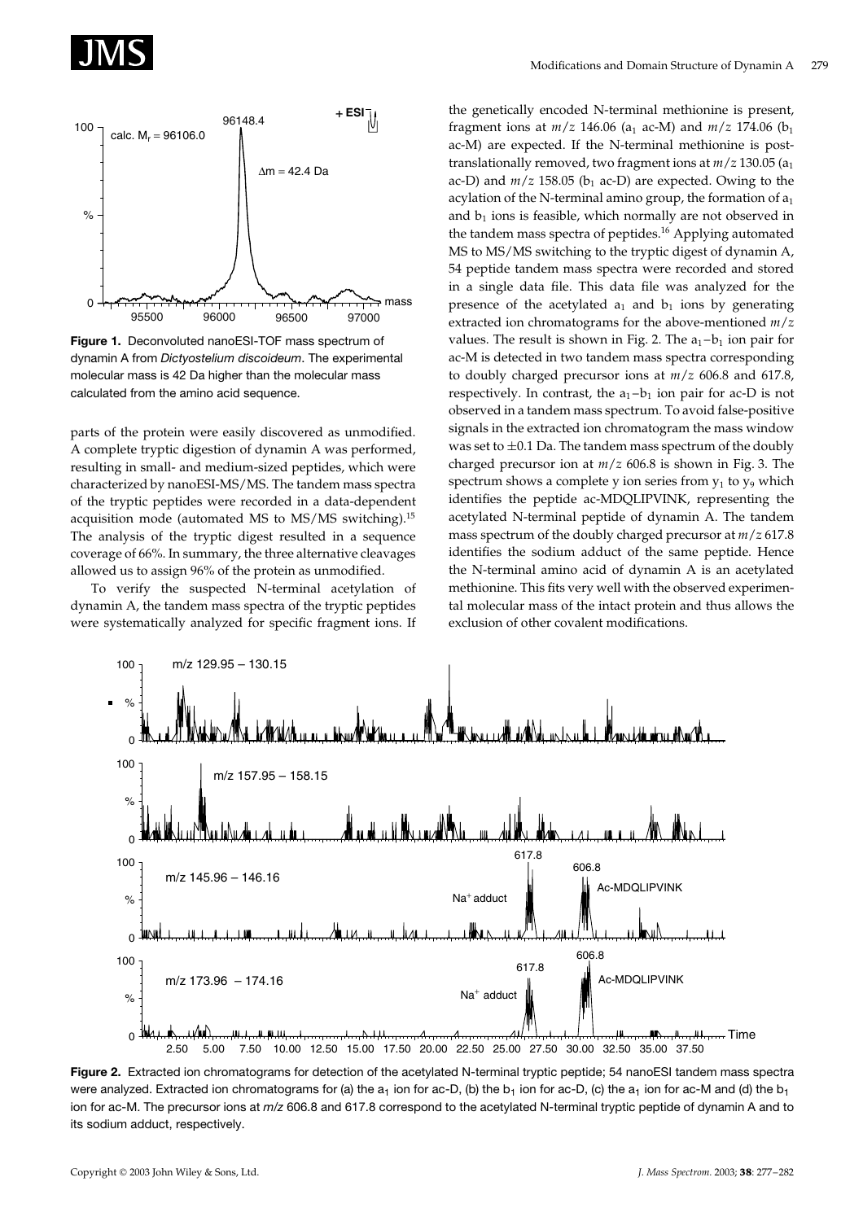Figure 1. Deconvoluted nanoESI-TOF mass spectrum of dynamin A from *Dictyostelium discoideum*. The experimental molecular mass is 42 Da higher than the molecular mass calculated from the amino acid sequence.

parts of the protein were easily discovered as unmodified. A complete tryptic digestion of dynamin A was performed, resulting in small- and medium-sized peptides, which were characterized by nanoESI-MS/MS. The tandem mass spectra of the tryptic peptides were recorded in a data-dependent acquisition mode (automated MS to MS/MS switching).[15] The analysis of the tryptic digest resulted in a sequence coverage of 66%. In summary, the three alternative cleavages allowed us to assign 96% of the protein as unmodified.

To verify the suspected N-terminal acetylation of dynamin A, the tandem mass spectra of the tryptic peptides were systematically analyzed for specific fragment ions. If the genetically encoded N-terminal methionine is present, fragment ions at $m/z$ 146.06 ($a_1$ ac-M) and $m/z$ 174.06 ($b_1$ ac-M) are expected. If the N-terminal methionine is post-translationally removed, two fragment ions at $m/z$ 130.05 ($a_1$ ac-D) and $m/z$ 158.05 ($b_1$ ac-D) are expected. Owing to the acylation of the N-terminal amino group, the formation of $a_1$ and $b_1$ ions is feasible, which normally are not observed in the tandem mass spectra of peptides.[16] Applying automated MS to MS/MS switching to the tryptic digest of dynamin A, 54 peptide tandem mass spectra were recorded and stored in a single data file. This data file was analyzed for the presence of the acetylated $a_1$ and $b_1$ ions by generating extracted ion chromatograms for the above-mentioned $m/z$ values. The result is shown in Fig. 2. The $a_1$–$b_1$ ion pair for ac-M is detected in two tandem mass spectra corresponding to doubly charged precursor ions at $m/z$ 606.8 and 617.8, respectively. In contrast, the $a_1$–$b_1$ ion pair for ac-D is not observed in a tandem mass spectrum. To avoid false-positive signals in the extracted ion chromatogram the mass window was set to ±0.1 Da. The tandem mass spectrum of the doubly charged precursor ion at $m/z$ 606.8 is shown in Fig. 3. The spectrum shows a complete y ion series from $y_1$ to $y_9$ which identifies the peptide ac-MDQLIPVINK, representing the acetylated N-terminal peptide of dynamin A. The tandem mass spectrum of the doubly charged precursor at $m/z$ 617.8 identifies the sodium adduct of the same peptide. Hence the N-terminal amino acid of dynamin A is an acetylated methionine. This fits very well with the observed experimental molecular mass of the intact protein and thus allows the exclusion of other covalent modifications.

Figure 2. Extracted ion chromatograms for detection of the acetylated N-terminal tryptic peptide; 54 nanoESI tandem mass spectra were analyzed. Extracted ion chromatograms for (a) the $a_1$ ion for ac-D, (b) the $b_1$ ion for ac-D, (c) the $a_1$ ion for ac-M and (d) the $b_1$ ion for ac-M. The precursor ions at $m/z$ 606.8 and 617.8 correspond to the acetylated N-terminal tryptic peptide of dynamin A and to its sodium adduct, respectively.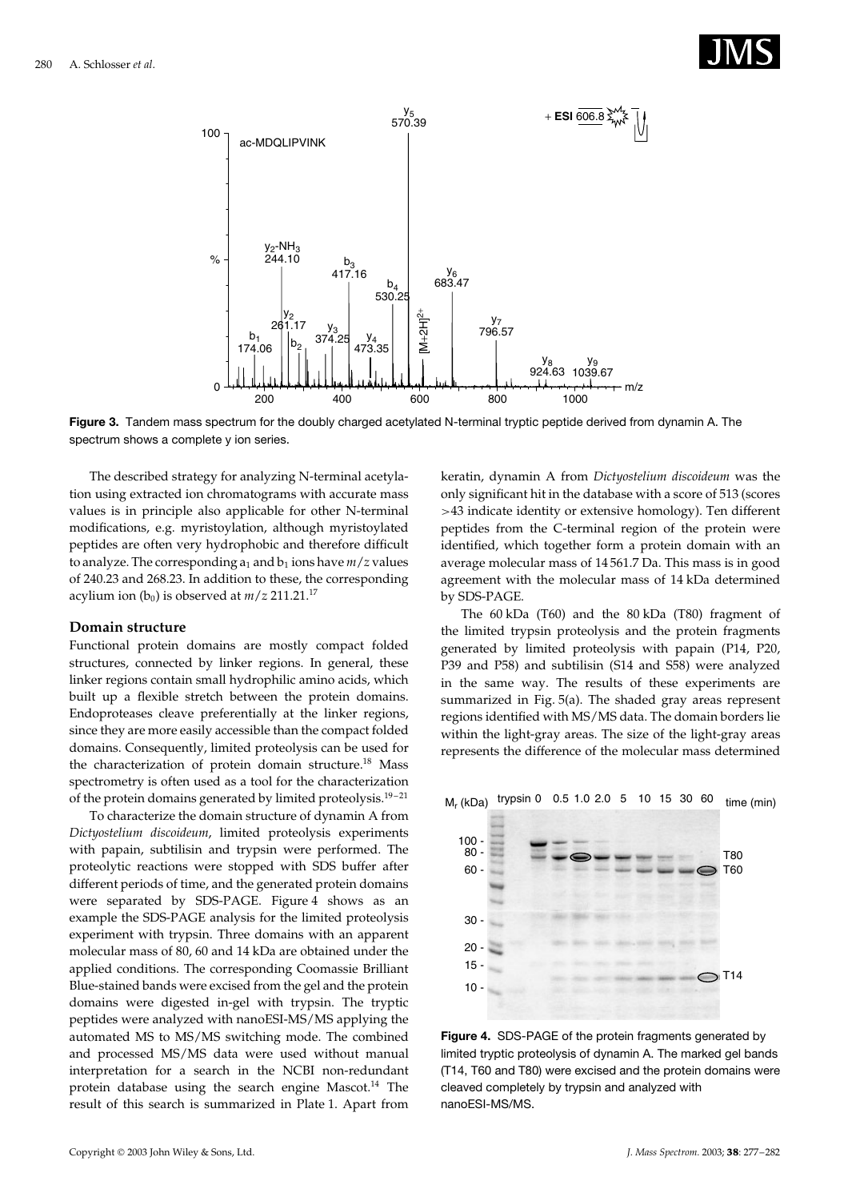**Figure 3.** Tandem mass spectrum for the doubly charged acetylated N-terminal tryptic peptide derived from dynamin A. The spectrum shows a complete y ion series.

The described strategy for analyzing N-terminal acetylation using extracted ion chromatograms with accurate mass values is in principle also applicable for other N-terminal modifications, e.g. myristoylation, although myristoylated peptides are often very hydrophobic and therefore difficult to analyze. The corresponding $a_1$ and $b_1$ ions have $m/z$ values of 240.23 and 268.23. In addition to these, the corresponding acylium ion ($b_0$) is observed at $m/z$ 211.21.[17]

## Domain structure

Functional protein domains are mostly compact folded structures, connected by linker regions. In general, these linker regions contain small hydrophilic amino acids, which built up a flexible stretch between the protein domains. Endoproteases cleave preferentially at the linker regions, since they are more easily accessible than the compact folded domains. Consequently, limited proteolysis can be used for the characterization of protein domain structure.[18] Mass spectrometry is often used as a tool for the characterization of the protein domains generated by limited proteolysis.[19–21]

To characterize the domain structure of dynamin A from *Dictyostelium discoideum*, limited proteolysis experiments with papain, subtilisin and trypsin were performed. The proteolytic reactions were stopped with SDS buffer after different periods of time, and the generated protein domains were separated by SDS-PAGE. Figure 4 shows as an example the SDS-PAGE analysis for the limited proteolysis experiment with trypsin. Three domains with an apparent molecular mass of 80, 60 and 14 kDa are obtained under the applied conditions. The corresponding Coomassie Brilliant Blue-stained bands were excised from the gel and the protein domains were digested in-gel with trypsin. The tryptic peptides were analyzed with nanoESI-MS/MS applying the automated MS to MS/MS switching mode. The combined and processed MS/MS data were used without manual interpretation for a search in the NCBI non-redundant protein database using the search engine Mascot.[14] The result of this search is summarized in Plate 1. Apart from keratin, dynamin A from *Dictyostelium discoideum* was the only significant hit in the database with a score of 513 (scores >43 indicate identity or extensive homology). Ten different peptides from the C-terminal region of the protein were identified, which together form a protein domain with an average molecular mass of 14 561.7 Da. This mass is in good agreement with the molecular mass of 14 kDa determined by SDS-PAGE.

The 60 kDa (T60) and the 80 kDa (T80) fragment of the limited trypsin proteolysis and the protein fragments generated by limited proteolysis with papain (P14, P20, P39 and P58) and subtilisin (S14 and S58) were analyzed in the same way. The results of these experiments are summarized in Fig. 5(a). The shaded gray areas represent regions identified with MS/MS data. The domain borders lie within the light-gray areas. The size of the light-gray areas represents the difference of the molecular mass determined

**Figure 4.** SDS-PAGE of the protein fragments generated by limited tryptic proteolysis of dynamin A. The marked gel bands (T14, T60 and T80) were excised and the protein domains were cleaved completely by trypsin and analyzed with nanoESI-MS/MS.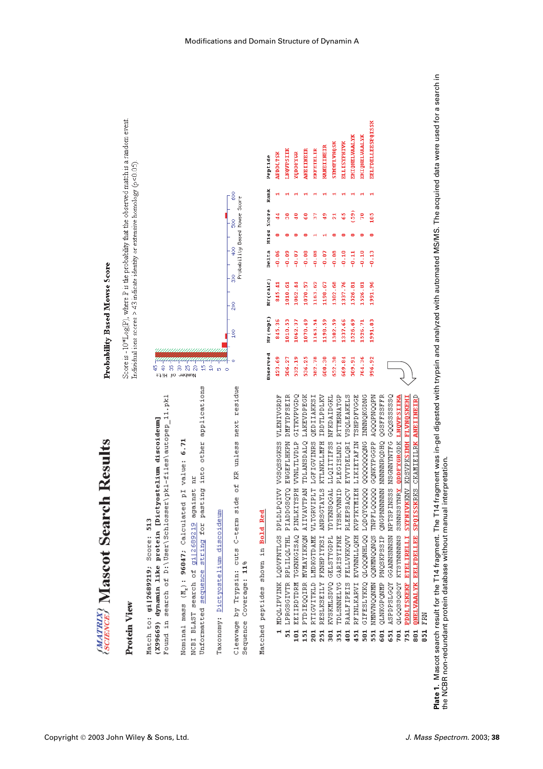## Mascot Search Results

### Protein View

Match to: gi|2689219; Score: 513
(X99669) dynamin like protein [Dictyostelium discoideum]
Found in search of D:\User\Schlosser\pkl-files\autopep_11.pkl

Nominal mass ($M_r$): 96047; Calculated pI value: 6.71
NCBI BLAST search of gi|2689219 against nr
Unformatted sequence string for pasting into other applications

Taxonomy: Dictyostelium discoideum

Cleavage by Trypsin: cuts C-term side of KR unless next residue
Sequence Coverage: 11%

Matched peptides shown in **Bold Red**

```
  1 MDQLIPVINK LQDVFNTLGS DPLDLPQIVV VGSQSSGKSS VLENIVGRDF
 51 LPRGSGIVTR RPLILQLTHL PIADDGSQTQ EWGEFLHKPN DMFYDFSEIR
101 EEIIRDTDRM TGKNKGISAQ PINLKIYSPH VVNLTLVDLP GITKVPVGDQ
151 PTDIEQQIRR MVMAYIKKQN AIIVAVTPAN TDLANSDALQ LAKEVDPEGK
201 RTIGVITKLD LMDKGTDAME VLTGRVIPLT LGFIGVINRS QEDIIAKKSI
251 RESLKSEILY FKNHPIYKSI ANRSGTAYLS KTLNKLLMFH IRDTLPDLKV
301 KVSKMLSDVQ GELSTYGDPL YDTKNSQGAL LLQIITIFSS NFKDAIDGKL
351 TDLSNNELYG GARISYIFNE IYSHCVNNID PLEGISLNDI RTTMRNATGP
401 RAALFIPEIS FELLVKKQVV RLEEPSAQCV EYVYDELQRI VSQLEAKELS
451 RFINLKARVI EVVNNLLQKH VVPTKTMIEH LIKIETAFIN TSHPDFVGGE
501 GIFESLYKKQ QLQQQNHLQQ LQDQYQQQQQ QQQQQQQQNG INNNQQNDNG
551 NMNVNQQNNN QQNNNQQNQS TNPFLQQQQQ GQNKYPGGPP AQQQPNQQPN
601 QLNKGPQNMP PNQSKPSSIP QNGPNNNNNN NNNNNNRQDHQ QQSFFSSFFR
651 ASPDPSLGQY GGANNSNNSN NPTSPINSSS NSGNNYNTFG GQQSSSSSSQ
701 QLQQSSQSQY KTSYNNNNNS SSNNSSYNRY QDDFYGRGDK LNQVPSIIKA
751 PDDLTSKEKP ETELIRELLI SYFNIVKKNV KDSVPKSIMH FLVNQSKEHI
801 QNELVAALYK EELFDELLEE SPQISSKRKS CKAMIEILRK ANEIINEIRD
851 FRN
```

### Probability Based Mowse Score

Score is $-10*\text{Log}(P)$, where P is the probability that the observed match is a random event.
Individual ions scores > 43 indicate identity or extensive homology ($p<0.05$).

| Observed | Mr(expt) | Mr(calc) | Delta | Miss | Score | Rank | Peptide |
|---|---|---|---|---|---|---|---|
| 423.69 | 845.36 | 845.41 | -0.06 | 0 | 44 | 1 | APDDLTSK |
| 506.27 | 1010.53 | 1010.61 | -0.09 | 0 | 30 | 1 | LNQVPSIIK |
| 532.19 | 1062.37 | 1062.44 | -0.07 | 0 | 40 | 1 | YQDDFYGR |
| 536.25 | 1070.49 | 1070.57 | -0.08 | 0 | 60 | 1 | ANEIINEIR |
| 582.78 | 1163.54 | 1163.62 | -0.08 | 1 | 37 | 1 | EKPETELIR |
| 600.30 | 1198.59 | 1198.67 | -0.07 | 1 | 49 | 1 | KANEIINEIR |
| 652.30 | 1302.59 | 1302.68 | -0.08 | 0 | 21 | 1 | SIMHFLVNQSK |
| 669.84 | 1337.66 | 1337.76 | -0.10 | 0 | 65 | 1 | ELLISYFNIVK |
| 509.91 | 1526.69 | 1526.81 | -0.11 | 0 | (59) | 1 | EHIQNELVAALYK |
| 764.36 | 1526.71 | 1526.81 | -0.10 | 0 | 70 | 1 | EHIQNELVAALYK |
| 996.92 | 1991.83 | 1991.96 | -0.13 | 0 | 105 | 1 | EELFDELLEESPQISSK |

**Plate 1.** Mascot search result for the T14 fragment. The T14 fragment was in-gel digested with trypsin and analyzed with automated MS/MS. The acquired data were used for a search in the NCBR non-redundant protein database without manual interpretation.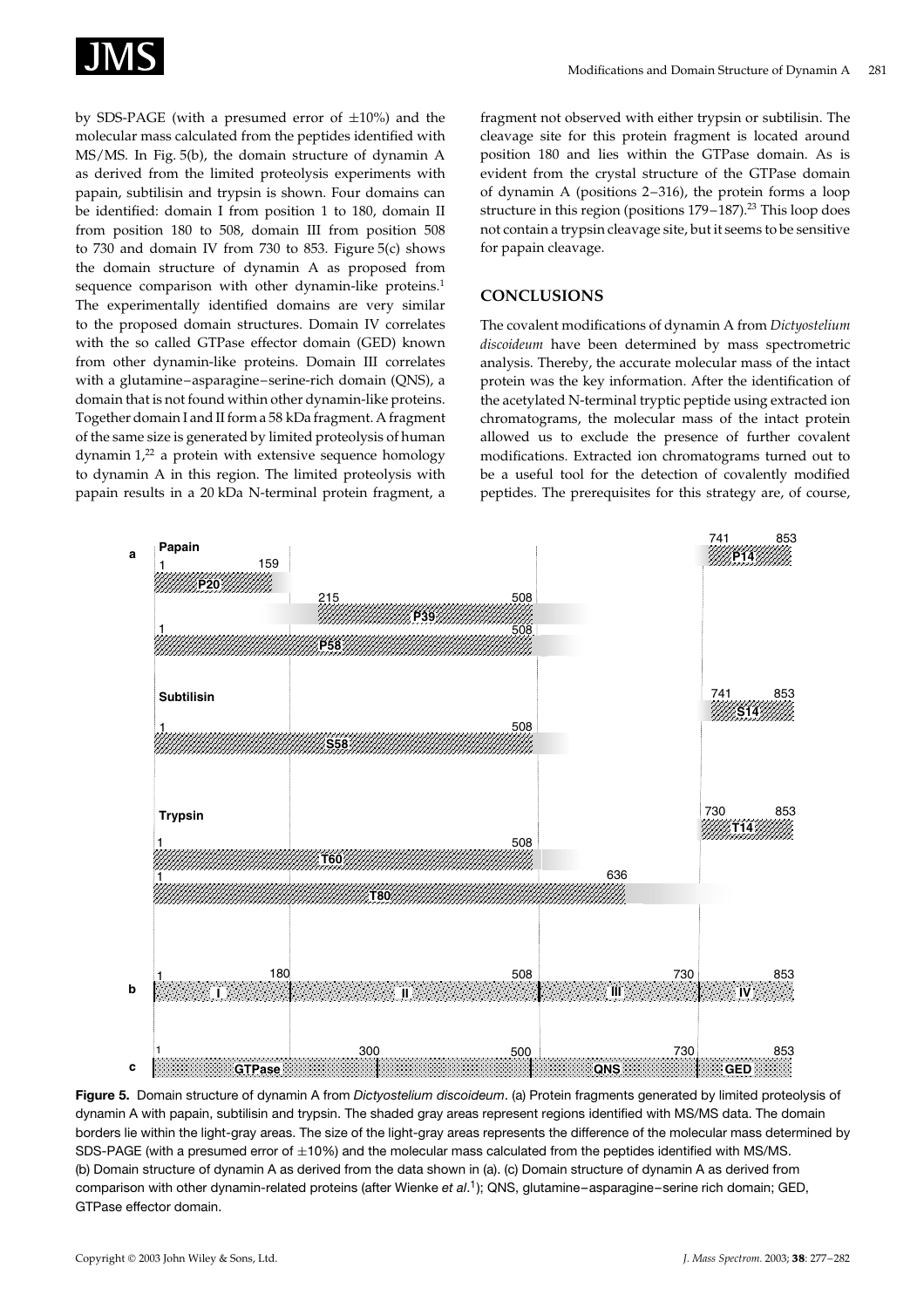by SDS-PAGE (with a presumed error of ±10%) and the molecular mass calculated from the peptides identified with MS/MS. In Fig. 5(b), the domain structure of dynamin A as derived from the limited proteolysis experiments with papain, subtilisin and trypsin is shown. Four domains can be identified: domain I from position 1 to 180, domain II from position 180 to 508, domain III from position 508 to 730 and domain IV from 730 to 853. Figure 5(c) shows the domain structure of dynamin A as proposed from sequence comparison with other dynamin-like proteins.[1] The experimentally identified domains are very similar to the proposed domain structures. Domain IV correlates with the so called GTPase effector domain (GED) known from other dynamin-like proteins. Domain III correlates with a glutamine–asparagine–serine-rich domain (QNS), a domain that is not found within other dynamin-like proteins. Together domain I and II form a 58 kDa fragment. A fragment of the same size is generated by limited proteolysis of human dynamin 1,[22] a protein with extensive sequence homology to dynamin A in this region. The limited proteolysis with papain results in a 20 kDa N-terminal protein fragment, a fragment not observed with either trypsin or subtilisin. The cleavage site for this protein fragment is located around position 180 and lies within the GTPase domain. As is evident from the crystal structure of the GTPase domain of dynamin A (positions 2–316), the protein forms a loop structure in this region (positions 179–187).[23] This loop does not contain a trypsin cleavage site, but it seems to be sensitive for papain cleavage.

## CONCLUSIONS

The covalent modifications of dynamin A from *Dictyostelium discoideum* have been determined by mass spectrometric analysis. Thereby, the accurate molecular mass of the intact protein was the key information. After the identification of the acetylated N-terminal tryptic peptide using extracted ion chromatograms, the molecular mass of the intact protein allowed us to exclude the presence of further covalent modifications. Extracted ion chromatograms turned out to be a useful tool for the detection of covalently modified peptides. The prerequisites for this strategy are, of course,

**Figure 5.** Domain structure of dynamin A from *Dictyostelium discoideum*. (a) Protein fragments generated by limited proteolysis of dynamin A with papain, subtilisin and trypsin. The shaded gray areas represent regions identified with MS/MS data. The domain borders lie within the light-gray areas. The size of the light-gray areas represents the difference of the molecular mass determined by SDS-PAGE (with a presumed error of ±10%) and the molecular mass calculated from the peptides identified with MS/MS. (b) Domain structure of dynamin A as derived from the data shown in (a). (c) Domain structure of dynamin A as derived from comparison with other dynamin-related proteins (after Wienke *et al*.[1]); QNS, glutamine–asparagine–serine rich domain; GED, GTPase effector domain.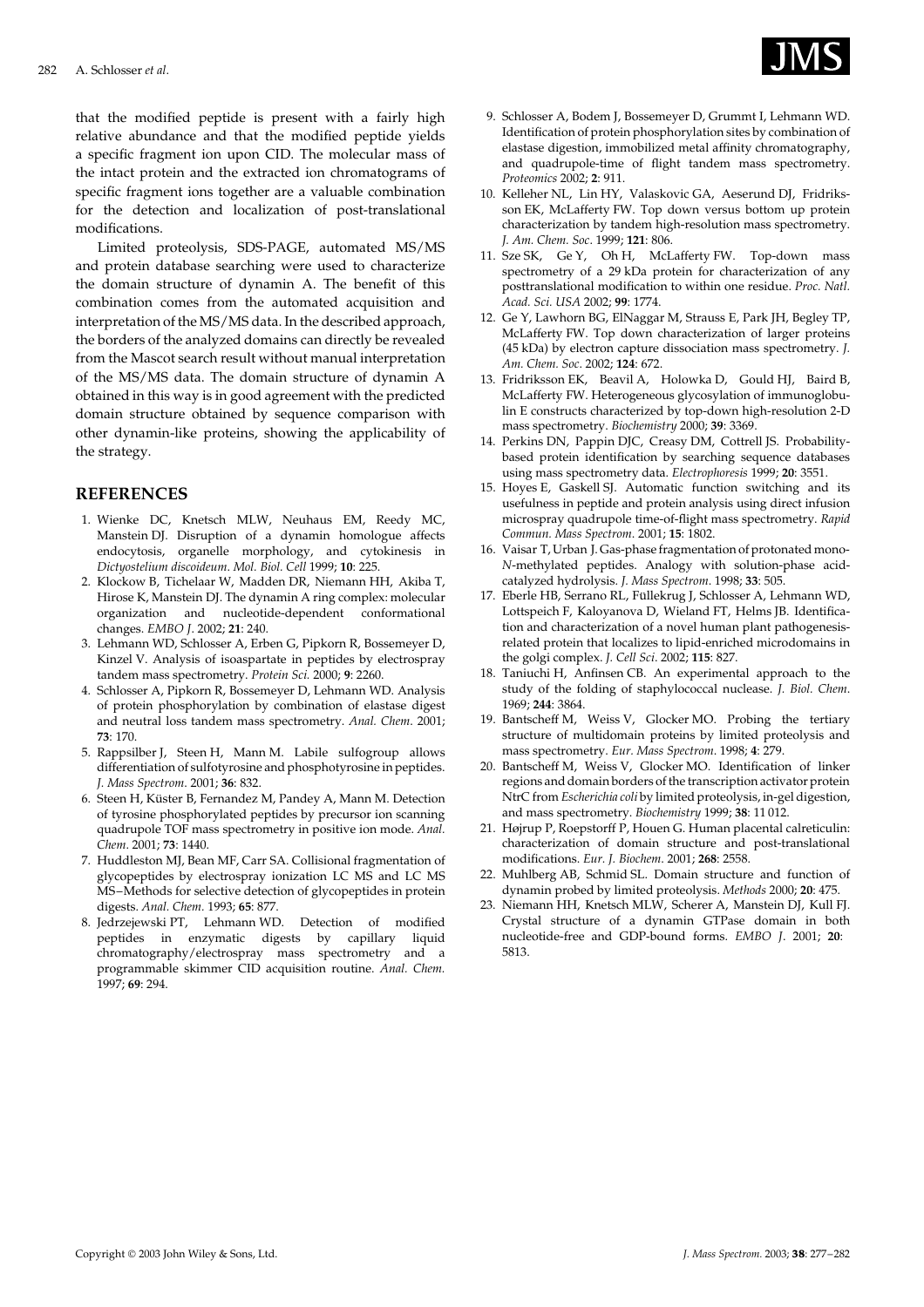that the modified peptide is present with a fairly high relative abundance and that the modified peptide yields a specific fragment ion upon CID. The molecular mass of the intact protein and the extracted ion chromatograms of specific fragment ions together are a valuable combination for the detection and localization of post-translational modifications.

Limited proteolysis, SDS-PAGE, automated MS/MS and protein database searching were used to characterize the domain structure of dynamin A. The benefit of this combination comes from the automated acquisition and interpretation of the MS/MS data. In the described approach, the borders of the analyzed domains can directly be revealed from the Mascot search result without manual interpretation of the MS/MS data. The domain structure of dynamin A obtained in this way is in good agreement with the predicted domain structure obtained by sequence comparison with other dynamin-like proteins, showing the applicability of the strategy.

## REFERENCES

1. Wienke DC, Knetsch MLW, Neuhaus EM, Reedy MC, Manstein DJ. Disruption of a dynamin homologue affects endocytosis, organelle morphology, and cytokinesis in *Dictyostelium discoideum*. *Mol. Biol. Cell* 1999; **10**: 225.
2. Klockow B, Tichelaar W, Madden DR, Niemann HH, Akiba T, Hirose K, Manstein DJ. The dynamin A ring complex: molecular organization and nucleotide-dependent conformational changes. *EMBO J*. 2002; **21**: 240.
3. Lehmann WD, Schlosser A, Erben G, Pipkorn R, Bossemeyer D, Kinzel V. Analysis of isoaspartate in peptides by electrospray tandem mass spectrometry. *Protein Sci.* 2000; **9**: 2260.
4. Schlosser A, Pipkorn R, Bossemeyer D, Lehmann WD. Analysis of protein phosphorylation by combination of elastase digest and neutral loss tandem mass spectrometry. *Anal. Chem*. 2001; **73**: 170.
5. Rappsilber J, Steen H, Mann M. Labile sulfogroup allows differentiation of sulfotyrosine and phosphotyrosine in peptides. *J. Mass Spectrom*. 2001; **36**: 832.
6. Steen H, Küster B, Fernandez M, Pandey A, Mann M. Detection of tyrosine phosphorylated peptides by precursor ion scanning quadrupole TOF mass spectrometry in positive ion mode. *Anal. Chem*. 2001; **73**: 1440.
7. Huddleston MJ, Bean MF, Carr SA. Collisional fragmentation of glycopeptides by electrospray ionization LC MS and LC MS MS–Methods for selective detection of glycopeptides in protein digests. *Anal. Chem*. 1993; **65**: 877.
8. Jedrzejewski PT, Lehmann WD. Detection of modified peptides in enzymatic digests by capillary liquid chromatography/electrospray mass spectrometry and a programmable skimmer CID acquisition routine. *Anal. Chem.* 1997; **69**: 294.
9. Schlosser A, Bodem J, Bossemeyer D, Grummt I, Lehmann WD. Identification of protein phosphorylation sites by combination of elastase digestion, immobilized metal affinity chromatography, and quadrupole-time of flight tandem mass spectrometry. *Proteomics* 2002; **2**: 911.
10. Kelleher NL, Lin HY, Valaskovic GA, Aeserund DJ, Fridriksson EK, McLafferty FW. Top down versus bottom up protein characterization by tandem high-resolution mass spectrometry. *J. Am. Chem. Soc*. 1999; **121**: 806.
11. Sze SK, Ge Y, Oh H, McLafferty FW. Top-down mass spectrometry of a 29 kDa protein for characterization of any posttranslational modification to within one residue. *Proc. Natl. Acad. Sci. USA* 2002; **99**: 1774.
12. Ge Y, Lawhorn BG, ElNaggar M, Strauss E, Park JH, Begley TP, McLafferty FW. Top down characterization of larger proteins (45 kDa) by electron capture dissociation mass spectrometry. *J. Am. Chem. Soc*. 2002; **124**: 672.
13. Fridriksson EK, Beavil A, Holowka D, Gould HJ, Baird B, McLafferty FW. Heterogeneous glycosylation of immunoglobulin E constructs characterized by top-down high-resolution 2-D mass spectrometry. *Biochemistry* 2000; **39**: 3369.
14. Perkins DN, Pappin DJC, Creasy DM, Cottrell JS. Probability-based protein identification by searching sequence databases using mass spectrometry data. *Electrophoresis* 1999; **20**: 3551.
15. Hoyes E, Gaskell SJ. Automatic function switching and its usefulness in peptide and protein analysis using direct infusion microspray quadrupole time-of-flight mass spectrometry. *Rapid Commun. Mass Spectrom.* 2001; **15**: 1802.
16. Vaisar T, Urban J. Gas-phase fragmentation of protonated mono-*N*-methylated peptides. Analogy with solution-phase acid-catalyzed hydrolysis. *J. Mass Spectrom*. 1998; **33**: 505.
17. Eberle HB, Serrano RL, Füllekrug J, Schlosser A, Lehmann WD, Lottspeich F, Kaloyanova D, Wieland FT, Helms JB. Identification and characterization of a novel human plant pathogenesis-related protein that localizes to lipid-enriched microdomains in the golgi complex. *J. Cell Sci*. 2002; **115**: 827.
18. Taniuchi H, Anfinsen CB. An experimental approach to the study of the folding of staphylococcal nuclease. *J. Biol. Chem*. 1969; **244**: 3864.
19. Bantscheff M, Weiss V, Glocker MO. Probing the tertiary structure of multidomain proteins by limited proteolysis and mass spectrometry. *Eur. Mass Spectrom*. 1998; **4**: 279.
20. Bantscheff M, Weiss V, Glocker MO. Identification of linker regions and domain borders of the transcription activator protein NtrC from *Escherichia coli* by limited proteolysis, in-gel digestion, and mass spectrometry. *Biochemistry* 1999; **38**: 11 012.
21. Højrup P, Roepstorff P, Houen G. Human placental calreticulin: characterization of domain structure and post-translational modifications. *Eur. J. Biochem*. 2001; **268**: 2558.
22. Muhlberg AB, Schmid SL. Domain structure and function of dynamin probed by limited proteolysis. *Methods* 2000; **20**: 475.
23. Niemann HH, Knetsch MLW, Scherer A, Manstein DJ, Kull FJ. Crystal structure of a dynamin GTPase domain in both nucleotide-free and GDP-bound forms. *EMBO J*. 2001; **20**: 5813.